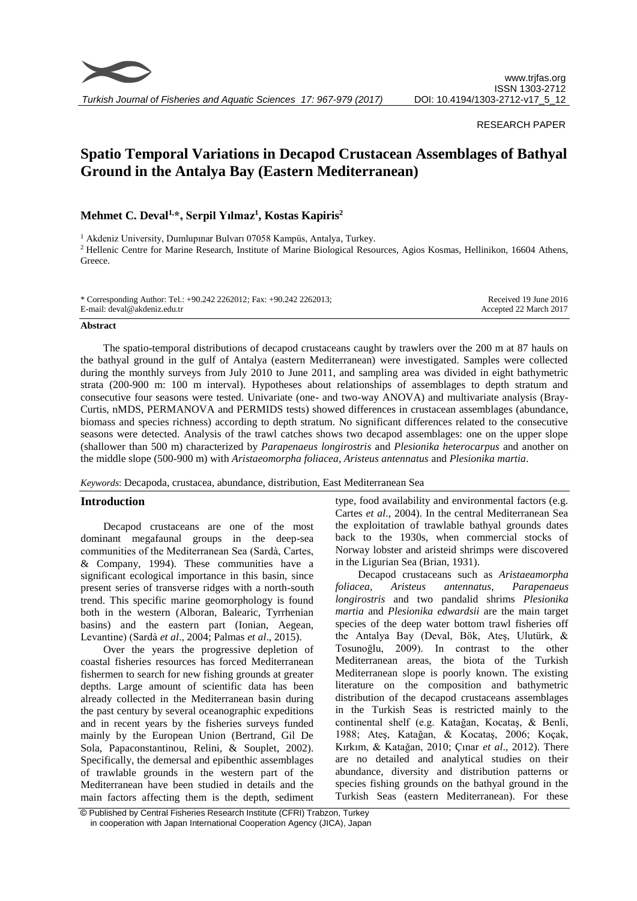RESEARCH PAPER

# Spatio Temporal Variations in Decapod Crustacean Assemblages of Bathyal Ground in the Antalya Bay (Eastern Mediterranean)

**Mehmet C. Deval[1,*], Serpil Yılmaz[1], Kostas Kapiris[2]**

[1] Akdeniz University, Dumlupınar Bulvarı 07058 Kampüs, Antalya, Turkey.

[2] Hellenic Centre for Marine Research, Institute of Marine Biological Resources, Agios Kosmas, Hellinikon, 16604 Athens, Greece.

\* Corresponding Author: Tel.: +90.242 2262012; Fax: +90.242 2262013; E-mail: deval@akdeniz.edu.tr

Received 19 June 2016
Accepted 22 March 2017

## Abstract

The spatio-temporal distributions of decapod crustaceans caught by trawlers over the 200 m at 87 hauls on the bathyal ground in the gulf of Antalya (eastern Mediterranean) were investigated. Samples were collected during the monthly surveys from July 2010 to June 2011, and sampling area was divided in eight bathymetric strata (200-900 m: 100 m interval). Hypotheses about relationships of assemblages to depth stratum and consecutive four seasons were tested. Univariate (one- and two-way ANOVA) and multivariate analysis (Bray-Curtis, nMDS, PERMANOVA and PERMIDS tests) showed differences in crustacean assemblages (abundance, biomass and species richness) according to depth stratum. No significant differences related to the consecutive seasons were detected. Analysis of the trawl catches shows two decapod assemblages: one on the upper slope (shallower than 500 m) characterized by *Parapenaeus longirostris* and *Plesionika heterocarpus* and another on the middle slope (500-900 m) with *Aristaeomorpha foliacea*, *Aristeus antennatus* and *Plesionika martia*.

*Keywords*: Decapoda, crustacea, abundance, distribution, East Mediterranean Sea

## Introduction

Decapod crustaceans are one of the most dominant megafaunal groups in the deep-sea communities of the Mediterranean Sea (Sardà, Cartes, & Company, 1994). These communities have a significant ecological importance in this basin, since present series of transverse ridges with a north-south trend. This specific marine geomorphology is found both in the western (Alboran, Balearic, Tyrrhenian basins) and the eastern part (Ionian, Aegean, Levantine) (Sardà *et al*., 2004; Palmas *et al*., 2015).

Over the years the progressive depletion of coastal fisheries resources has forced Mediterranean fishermen to search for new fishing grounds at greater depths. Large amount of scientific data has been already collected in the Mediterranean basin during the past century by several oceanographic expeditions and in recent years by the fisheries surveys funded mainly by the European Union (Bertrand, Gil De Sola, Papaconstantinou, Relini, & Souplet, 2002). Specifically, the demersal and epibenthic assemblages of trawlable grounds in the western part of the Mediterranean have been studied in details and the main factors affecting them is the depth, sediment type, food availability and environmental factors (e.g. Cartes *et al*., 2004). In the central Mediterranean Sea the exploitation of trawlable bathyal grounds dates back to the 1930s, when commercial stocks of Norway lobster and aristeid shrimps were discovered in the Ligurian Sea (Brian, 1931).

Decapod crustaceans such as *Aristaeamorpha foliacea*, *Aristeus antennatus*, *Parapenaeus longirostris* and two pandalid shrimps *Plesionika martia* and *Plesionika edwardsii* are the main target species of the deep water bottom trawl fisheries off the Antalya Bay (Deval, Bök, Ateş, Ulutürk, & Tosunoğlu, 2009). In contrast to the other Mediterranean areas, the biota of the Turkish Mediterranean slope is poorly known. The existing literature on the composition and bathymetric distribution of the decapod crustaceans assemblages in the Turkish Seas is restricted mainly to the continental shelf (e.g. Katağan, Kocataş, & Benli, 1988; Ateş, Katağan, & Kocataş, 2006; Koçak, Kırkım, & Katağan, 2010; Çınar *et al*., 2012). There are no detailed and analytical studies on their abundance, diversity and distribution patterns or species fishing grounds on the bathyal ground in the Turkish Seas (eastern Mediterranean). For these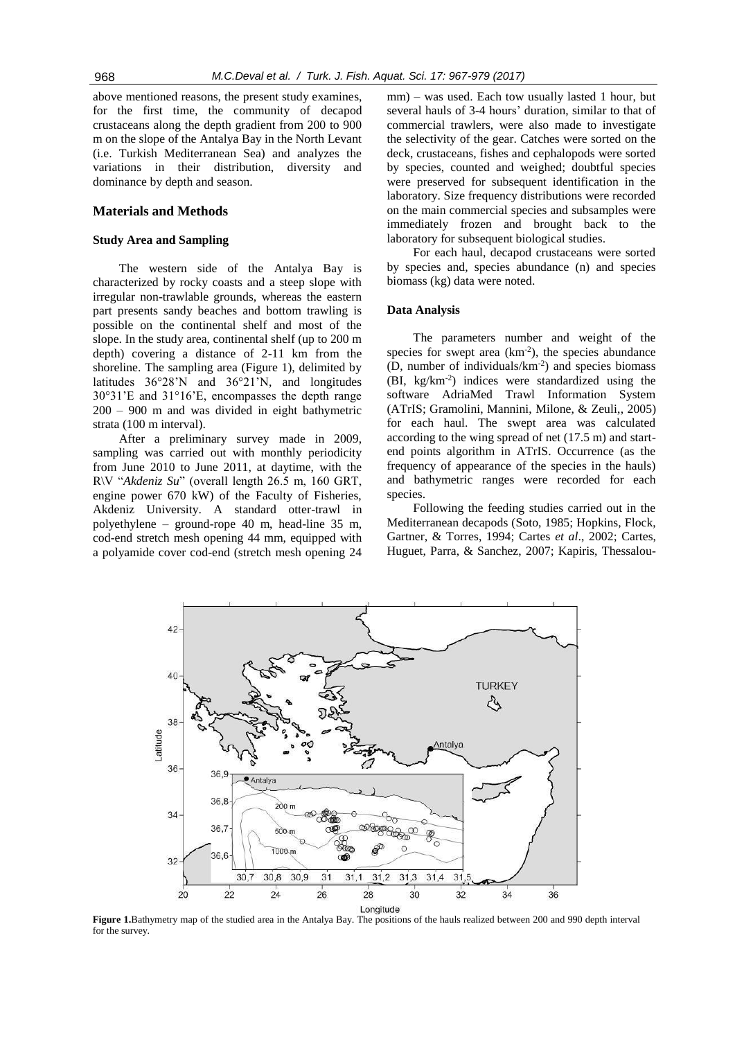above mentioned reasons, the present study examines, for the first time, the community of decapod crustaceans along the depth gradient from 200 to 900 m on the slope of the Antalya Bay in the North Levant (i.e. Turkish Mediterranean Sea) and analyzes the variations in their distribution, diversity and dominance by depth and season.

## Materials and Methods

### Study Area and Sampling

The western side of the Antalya Bay is characterized by rocky coasts and a steep slope with irregular non-trawlable grounds, whereas the eastern part presents sandy beaches and bottom trawling is possible on the continental shelf and most of the slope. In the study area, continental shelf (up to 200 m depth) covering a distance of 2-11 km from the shoreline. The sampling area (Figure 1), delimited by latitudes 36°28'N and 36°21'N, and longitudes 30°31'E and 31°16'E, encompasses the depth range 200 – 900 m and was divided in eight bathymetric strata (100 m interval).

After a preliminary survey made in 2009, sampling was carried out with monthly periodicity from June 2010 to June 2011, at daytime, with the R\V "*Akdeniz Su*" (overall length 26.5 m, 160 GRT, engine power 670 kW) of the Faculty of Fisheries, Akdeniz University. A standard otter-trawl in polyethylene – ground-rope 40 m, head-line 35 m, cod-end stretch mesh opening 44 mm, equipped with a polyamide cover cod-end (stretch mesh opening 24 mm) – was used. Each tow usually lasted 1 hour, but several hauls of 3-4 hours' duration, similar to that of commercial trawlers, were also made to investigate the selectivity of the gear. Catches were sorted on the deck, crustaceans, fishes and cephalopods were sorted by species, counted and weighed; doubtful species were preserved for subsequent identification in the laboratory. Size frequency distributions were recorded on the main commercial species and subsamples were immediately frozen and brought back to the laboratory for subsequent biological studies.

For each haul, decapod crustaceans were sorted by species and, species abundance (n) and species biomass (kg) data were noted.

### Data Analysis

The parameters number and weight of the species for swept area ($km^{-2}$), the species abundance (D, number of individuals/$km^{-2}$) and species biomass (BI, kg/$km^{-2}$) indices were standardized using the software AdriaMed Trawl Information System (ATrIS; Gramolini, Mannini, Milone, & Zeuli,, 2005) for each haul. The swept area was calculated according to the wing spread of net (17.5 m) and start-end points algorithm in ATrIS. Occurrence (as the frequency of appearance of the species in the hauls) and bathymetric ranges were recorded for each species.

Following the feeding studies carried out in the Mediterranean decapods (Soto, 1985; Hopkins, Flock, Gartner, & Torres, 1994; Cartes *et al*., 2002; Cartes, Huguet, Parra, & Sanchez, 2007; Kapiris, Thessalou-

**Figure 1.**Bathymetry map of the studied area in the Antalya Bay. The positions of the hauls realized between 200 and 990 depth interval for the survey.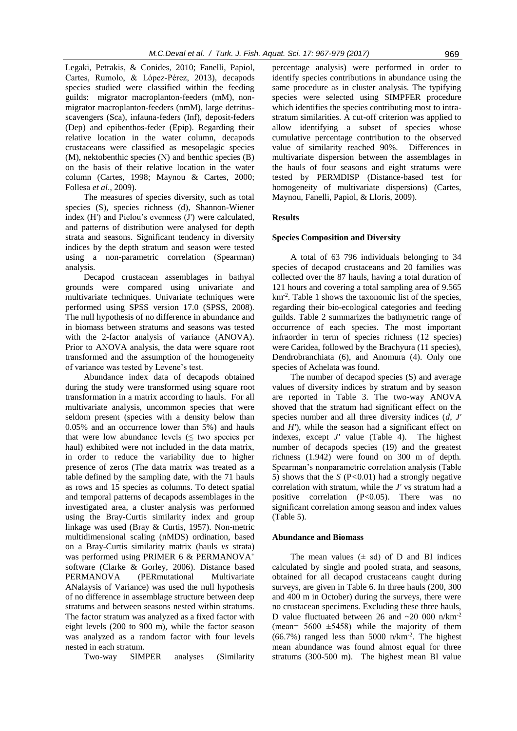Legaki, Petrakis, & Conides, 2010; Fanelli, Papiol, Cartes, Rumolo, & López-Pérez, 2013), decapods species studied were classified within the feeding guilds: migrator macroplanton-feeders (mM), non-migrator macroplanton-feeders (nmM), large detritus-scavengers (Sca), infauna-feders (Inf), deposit-feders (Dep) and epibenthos-feder (Epip). Regarding their relative location in the water column, decapods crustaceans were classified as mesopelagic species (M), nektobenthic species (N) and benthic species (B) on the basis of their relative location in the water column (Cartes, 1998; Maynou & Cartes, 2000; Follesa *et al*., 2009).

The measures of species diversity, such as total species (S), species richness (d), Shannon-Wiener index (H') and Pielou's evenness (J') were calculated, and patterns of distribution were analysed for depth strata and seasons. Significant tendency in diversity indices by the depth stratum and season were tested using a non-parametric correlation (Spearman) analysis.

Decapod crustacean assemblages in bathyal grounds were compared using univariate and multivariate techniques. Univariate techniques were performed using SPSS version 17.0 (SPSS, 2008). The null hypothesis of no difference in abundance and in biomass between stratums and seasons was tested with the 2-factor analysis of variance (ANOVA). Prior to ANOVA analysis, the data were square root transformed and the assumption of the homogeneity of variance was tested by Levene's test.

Abundance index data of decapods obtained during the study were transformed using square root transformation in a matrix according to hauls. For all multivariate analysis, uncommon species that were seldom present (species with a density below than 0.05% and an occurrence lower than 5%) and hauls that were low abundance levels (≤ two species per haul) exhibited were not included in the data matrix, in order to reduce the variability due to higher presence of zeros (The data matrix was treated as a table defined by the sampling date, with the 71 hauls as rows and 15 species as columns. To detect spatial and temporal patterns of decapods assemblages in the investigated area, a cluster analysis was performed using the Bray-Curtis similarity index and group linkage was used (Bray & Curtis, 1957). Non-metric multidimensional scaling (nMDS) ordination, based on a Bray-Curtis similarity matrix (hauls *vs* strata) was performed using PRIMER 6 & PERMANOVA$^{+}$ software (Clarke & Gorley, 2006). Distance based PERMANOVA (PERmutational Multivariate ANalaysis of Variance) was used the null hypothesis of no difference in assemblage structure between deep stratums and between seasons nested within stratums. The factor stratum was analyzed as a fixed factor with eight levels (200 to 900 m), while the factor season was analyzed as a random factor with four levels nested in each stratum.

Two-way SIMPER analyses (Similarity percentage analysis) were performed in order to identify species contributions in abundance using the same procedure as in cluster analysis. The typifying species were selected using SIMPFER procedure which identifies the species contributing most to intra-stratum similarities. A cut-off criterion was applied to allow identifying a subset of species whose cumulative percentage contribution to the observed value of similarity reached 90%. Differences in multivariate dispersion between the assemblages in the hauls of four seasons and eight stratums were tested by PERMDISP (Distance-based test for homogeneity of multivariate dispersions) (Cartes, Maynou, Fanelli, Papiol, & Lloris, 2009).

## Results

### Species Composition and Diversity

A total of 63 796 individuals belonging to 34 species of decapod crustaceans and 20 families was collected over the 87 hauls, having a total duration of 121 hours and covering a total sampling area of 9.565 km$^{-2}$. Table 1 shows the taxonomic list of the species, regarding their bio-ecological categories and feeding guilds. Table 2 summarizes the bathymetric range of occurrence of each species. The most important infraorder in term of species richness (12 species) were Caridea, followed by the Brachyura (11 species), Dendrobranchiata (6), and Anomura (4). Only one species of Achelata was found.

The number of decapod species (S) and average values of diversity indices by stratum and by season are reported in Table 3. The two-way ANOVA shoved that the stratum had significant effect on the species number and all three diversity indices (*d*, *J'* and *H'*), while the season had a significant effect on indexes, except *J'* value (Table 4). The highest number of decapods species (19) and the greatest richness (1.942) were found on 300 m of depth. Spearman's nonparametric correlation analysis (Table 5) shows that the *S* ($P<0.01$) had a strongly negative correlation with stratum, while the *J'* vs stratum had a positive correlation ($P<0.05$). There was no significant correlation among season and index values (Table 5).

### Abundance and Biomass

The mean values (± sd) of D and BI indices calculated by single and pooled strata, and seasons, obtained for all decapod crustaceans caught during surveys, are given in Table 6. In three hauls (200, 300 and 400 m in October) during the surveys, there were no crustacean specimens. Excluding these three hauls, D value fluctuated between 26 and ~20 000 n/km$^{-2}$ (mean= 5600 ±5458) while the majority of them (66.7%) ranged less than 5000 n/km$^{-2}$. The highest mean abundance was found almost equal for three stratums (300-500 m). The highest mean BI value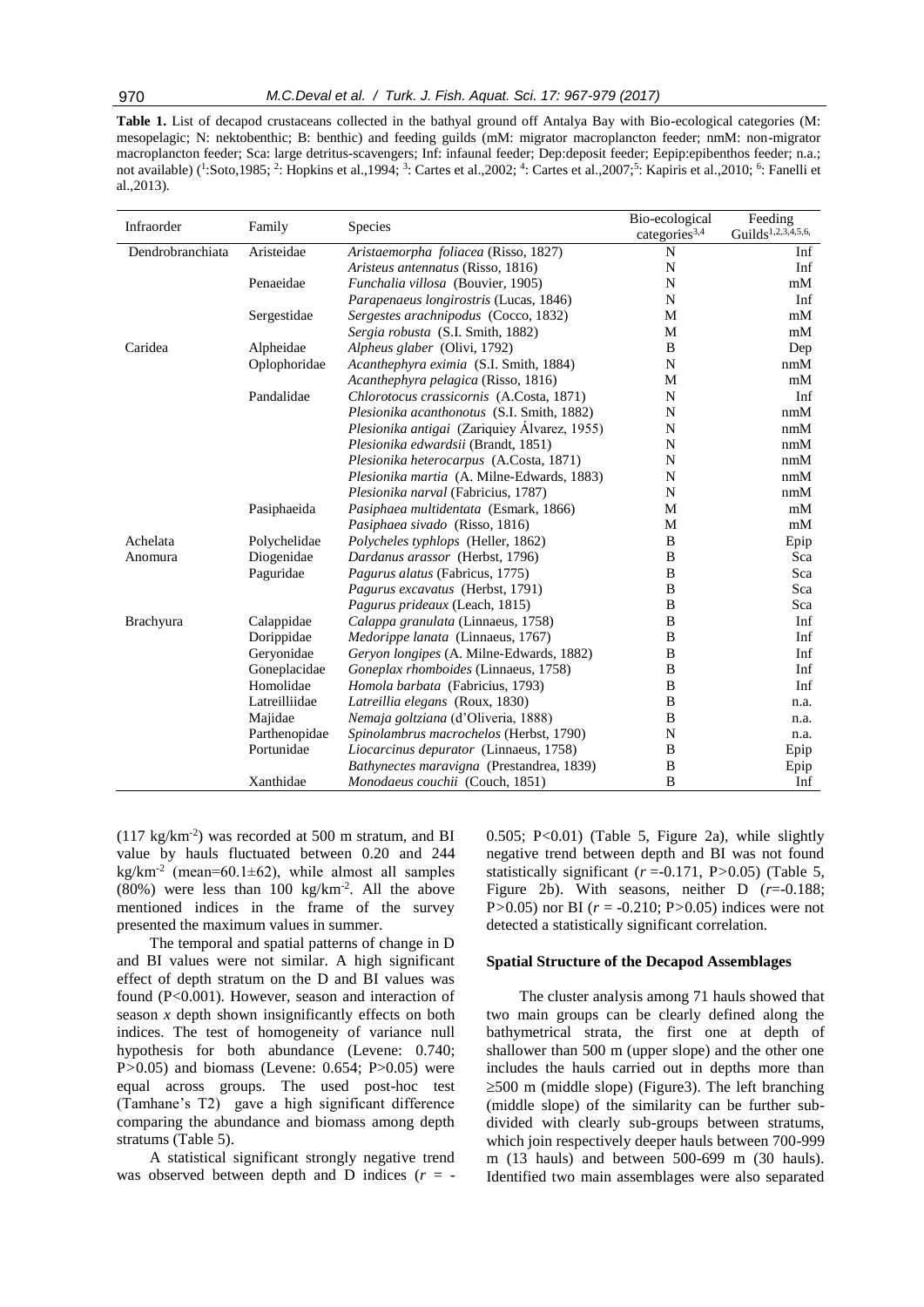**Table 1.** List of decapod crustaceans collected in the bathyal ground off Antalya Bay with Bio-ecological categories (M: mesopelagic; N: nektobenthic; B: benthic) and feeding guilds (mM: migrator macroplancton feeder; nmM: non-migrator macroplancton feeder; Sca: large detritus-scavengers; Inf: infaunal feeder; Dep:deposit feeder; Eepip:epibenthos feeder; n.a.; not available) ([1]:Soto,1985; [2]: Hopkins et al.,1994; [3]: Cartes et al.,2002; [4]: Cartes et al.,2007;[5]: Kapiris et al.,2010; [6]: Fanelli et al.,2013).

| Infraorder | Family | Species | Bio-ecological categories[3,4] | Feeding Guilds[1,2,3,4,5,6,] |
|---|---|---|---|---|
| Dendrobranchiata | Aristeidae | *Aristaemorpha foliacea* (Risso, 1827) | N | Inf |
| | | *Aristeus antennatus* (Risso, 1816) | N | Inf |
| | Penaeidae | *Funchalia villosa* (Bouvier, 1905) | N | mM |
| | | *Parapenaeus longirostris* (Lucas, 1846) | N | Inf |
| | Sergestidae | *Sergestes arachnipodus* (Cocco, 1832) | M | mM |
| | | *Sergia robusta* (S.I. Smith, 1882) | M | mM |
| Caridea | Alpheidae | *Alpheus glaber* (Olivi, 1792) | B | Dep |
| | Oplophoridae | *Acanthephyra eximia* (S.I. Smith, 1884) | N | nmM |
| | | *Acanthephyra pelagica* (Risso, 1816) | M | mM |
| | Pandalidae | *Chlorotocus crassicornis* (A.Costa, 1871) | N | Inf |
| | | *Plesionika acanthonotus* (S.I. Smith, 1882) | N | nmM |
| | | *Plesionika antigai* (Zariquiey Álvarez, 1955) | N | nmM |
| | | *Plesionika edwardsii* (Brandt, 1851) | N | nmM |
| | | *Plesionika heterocarpus* (A.Costa, 1871) | N | nmM |
| | | *Plesionika martia* (A. Milne-Edwards, 1883) | N | nmM |
| | | *Plesionika narval* (Fabricius, 1787) | N | nmM |
| | Pasiphaeida | *Pasiphaea multidentata* (Esmark, 1866) | M | mM |
| | | *Pasiphaea sivado* (Risso, 1816) | M | mM |
| Achelata | Polychelidae | *Polycheles typhlops* (Heller, 1862) | B | Epip |
| Anomura | Diogenidae | *Dardanus arassor* (Herbst, 1796) | B | Sca |
| | Paguridae | *Pagurus alatus* (Fabricus, 1775) | B | Sca |
| | | *Pagurus excavatus* (Herbst, 1791) | B | Sca |
| | | *Pagurus prideaux* (Leach, 1815) | B | Sca |
| Brachyura | Calappidae | *Calappa granulata* (Linnaeus, 1758) | B | Inf |
| | Dorippidae | *Medorippe lanata* (Linnaeus, 1767) | B | Inf |
| | Geryonidae | *Geryon longipes* (A. Milne-Edwards, 1882) | B | Inf |
| | Goneplacidae | *Goneplax rhomboides* (Linnaeus, 1758) | B | Inf |
| | Homolidae | *Homola barbata* (Fabricius, 1793) | B | Inf |
| | Latreilliidae | *Latreillia elegans* (Roux, 1830) | B | n.a. |
| | Majidae | *Nemaja goltziana* (d'Oliveria, 1888) | B | n.a. |
| | Parthenopidae | *Spinolambrus macrochelos* (Herbst, 1790) | N | n.a. |
| | Portunidae | *Liocarcinus depurator* (Linnaeus, 1758) | B | Epip |
| | | *Bathynectes maravigna* (Prestandrea, 1839) | B | Epip |
| | Xanthidae | *Monodaeus couchii* (Couch, 1851) | B | Inf |

(117 kg/km$^{-2}$) was recorded at 500 m stratum, and BI value by hauls fluctuated between 0.20 and 244 kg/km$^{-2}$ (mean=60.1±62), while almost all samples (80%) were less than 100 kg/km$^{-2}$. All the above mentioned indices in the frame of the survey presented the maximum values in summer.

The temporal and spatial patterns of change in D and BI values were not similar. A high significant effect of depth stratum on the D and BI values was found ($P<0.001$). However, season and interaction of season *x* depth shown insignificantly effects on both indices. The test of homogeneity of variance null hypothesis for both abundance (Levene: 0.740; $P>0.05$) and biomass (Levene: 0.654; $P>0.05$) were equal across groups. The used post-hoc test (Tamhane's T2) gave a high significant difference comparing the abundance and biomass among depth stratums (Table 5).

A statistical significant strongly negative trend was observed between depth and D indices ($r$ = -0.505; $P<0.01$) (Table 5, Figure 2a), while slightly negative trend between depth and BI was not found statistically significant ($r$ =-0.171, $P>0.05$) (Table 5, Figure 2b). With seasons, neither D ($r$=-0.188; $P>0.05$) nor BI ($r$ = -0.210; $P>0.05$) indices were not detected a statistically significant correlation.

### Spatial Structure of the Decapod Assemblages

The cluster analysis among 71 hauls showed that two main groups can be clearly defined along the bathymetrical strata, the first one at depth of shallower than 500 m (upper slope) and the other one includes the hauls carried out in depths more than ≥500 m (middle slope) (Figure3). The left branching (middle slope) of the similarity can be further sub-divided with clearly sub-groups between stratums, which join respectively deeper hauls between 700-999 m (13 hauls) and between 500-699 m (30 hauls). Identified two main assemblages were also separated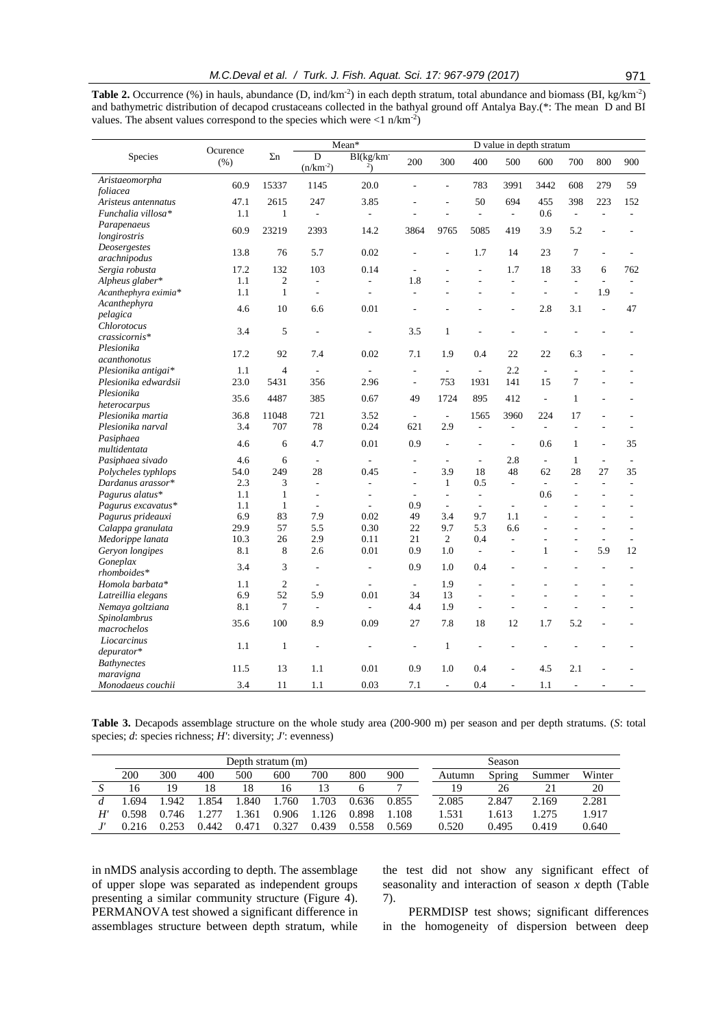**Table 2.** Occurrence (%) in hauls, abundance (D, ind/km$^{-2}$) in each depth stratum, total abundance and biomass (BI, kg/km$^{-2}$) and bathymetric distribution of decapod crustaceans collected in the bathyal ground off Antalya Bay.(*: The mean D and BI values. The absent values correspond to the species which were <1 n/km$^{-2}$)

| Species | Ocurence (%) | Σn | Mean* | | D value in depth stratum | | | | | | | |
|---|---|---|---|---|---|---|---|---|---|---|---|---|
| | | | D (n/km$^{-2}$) | BI(kg/km$^{-2}$) | 200 | 300 | 400 | 500 | 600 | 700 | 800 | 900 |
| *Aristaeomorpha foliacea* | 60.9 | 15337 | 1145 | 20.0 | - | - | 783 | 3991 | 3442 | 608 | 279 | 59 |
| *Aristeus antennatus* | 47.1 | 2615 | 247 | 3.85 | - | - | 50 | 694 | 455 | 398 | 223 | 152 |
| *Funchalia villosa** | 1.1 | 1 | - | - | - | - | - | - | 0.6 | - | - | - |
| *Parapenaeus longirostris* | 60.9 | 23219 | 2393 | 14.2 | 3864 | 9765 | 5085 | 419 | 3.9 | 5.2 | - | - |
| *Deosergestes arachnipodus* | 13.8 | 76 | 5.7 | 0.02 | - | - | 1.7 | 14 | 23 | 7 | - | - |
| *Sergia robusta* | 17.2 | 132 | 103 | 0.14 | - | - | - | 1.7 | 18 | 33 | 6 | 762 |
| *Alpheus glaber** | 1.1 | 2 | - | - | 1.8 | - | - | - | - | - | - | - |
| *Acanthephyra eximia** | 1.1 | 1 | - | - | - | - | - | - | - | - | 1.9 | - |
| *Acanthephyra pelagica* | 4.6 | 10 | 6.6 | 0.01 | - | - | - | - | 2.8 | 3.1 | - | 47 |
| *Chlorotocus crassicornis** | 3.4 | 5 | - | - | 3.5 | 1 | - | - | - | - | - | - |
| *Plesionika acanthonotus* | 17.2 | 92 | 7.4 | 0.02 | 7.1 | 1.9 | 0.4 | 22 | 22 | 6.3 | - | - |
| *Plesionika antigai** | 1.1 | 4 | - | - | - | - | - | 2.2 | - | - | - | - |
| *Plesionika edwardsii* | 23.0 | 5431 | 356 | 2.96 | - | 753 | 1931 | 141 | 15 | 7 | - | - |
| *Plesionika heterocarpus* | 35.6 | 4487 | 385 | 0.67 | 49 | 1724 | 895 | 412 | - | 1 | - | - |
| *Plesionika martia* | 36.8 | 11048 | 721 | 3.52 | - | - | 1565 | 3960 | 224 | 17 | - | - |
| *Plesionika narval* | 3.4 | 707 | 78 | 0.24 | 621 | 2.9 | - | - | - | - | - | - |
| *Pasiphaea multidentata* | 4.6 | 6 | 4.7 | 0.01 | 0.9 | - | - | - | 0.6 | 1 | - | 35 |
| *Pasiphaea sivado* | 4.6 | 6 | - | - | - | - | - | 2.8 | - | 1 | - | - |
| *Polycheles typhlops* | 54.0 | 249 | 28 | 0.45 | - | 3.9 | 18 | 48 | 62 | 28 | 27 | 35 |
| *Dardanus arassor** | 2.3 | 3 | - | - | - | 1 | 0.5 | - | - | - | - | - |
| *Pagurus alatus** | 1.1 | 1 | - | - | - | - | - | | 0.6 | - | - | - |
| *Pagurus excavatus** | 1.1 | 1 | - | - | 0.9 | - | - | - | - | - | - | - |
| *Pagurus prideauxi* | 6.9 | 83 | 7.9 | 0.02 | 49 | 3.4 | 9.7 | 1.1 | - | - | - | - |
| *Calappa granulata* | 29.9 | 57 | 5.5 | 0.30 | 22 | 9.7 | 5.3 | 6.6 | - | - | - | - |
| *Medorippe lanata* | 10.3 | 26 | 2.9 | 0.11 | 21 | 2 | 0.4 | - | - | - | - | - |
| *Geryon longipes* | 8.1 | 8 | 2.6 | 0.01 | 0.9 | 1.0 | - | - | 1 | - | 5.9 | 12 |
| *Goneplax rhomboides** | 3.4 | 3 | - | - | 0.9 | 1.0 | 0.4 | - | - | - | - | - |
| *Homola barbata** | 1.1 | 2 | - | - | - | 1.9 | - | - | - | - | - | - |
| *Latreillia elegans* | 6.9 | 52 | 5.9 | 0.01 | 34 | 13 | - | - | - | - | - | - |
| *Nemaya goltziana* | 8.1 | 7 | - | - | 4.4 | 1.9 | - | - | - | - | - | - |
| *Spinolambrus macrochelos* | 35.6 | 100 | 8.9 | 0.09 | 27 | 7.8 | 18 | 12 | 1.7 | 5.2 | - | - |
| *Liocarcinus depurator** | 1.1 | 1 | - | - | - | 1 | - | - | - | - | - | - |
| *Bathynectes maravigna* | 11.5 | 13 | 1.1 | 0.01 | 0.9 | 1.0 | 0.4 | - | 4.5 | 2.1 | - | - |
| *Monodaeus couchii* | 3.4 | 11 | 1.1 | 0.03 | 7.1 | - | 0.4 | - | 1.1 | - | - | - |

**Table 3.** Decapods assemblage structure on the whole study area (200-900 m) per season and per depth stratums. (*S*: total species; *d*: species richness; *H'*: diversity; *J'*: evenness)

| | Depth stratum (m) | | | | | | | | Season | | | |
|---|---|---|---|---|---|---|---|---|---|---|---|---|
| | 200 | 300 | 400 | 500 | 600 | 700 | 800 | 900 | Autumn | Spring | Summer | Winter |
| *S* | 16 | 19 | 18 | 18 | 16 | 13 | 6 | 7 | 19 | 26 | 21 | 20 |
| *d* | 1.694 | 1.942 | 1.854 | 1.840 | 1.760 | 1.703 | 0.636 | 0.855 | 2.085 | 2.847 | 2.169 | 2.281 |
| *H'* | 0.598 | 0.746 | 1.277 | 1.361 | 0.906 | 1.126 | 0.898 | 1.108 | 1.531 | 1.613 | 1.275 | 1.917 |
| *J'* | 0.216 | 0.253 | 0.442 | 0.471 | 0.327 | 0.439 | 0.558 | 0.569 | 0.520 | 0.495 | 0.419 | 0.640 |

in nMDS analysis according to depth. The assemblage of upper slope was separated as independent groups presenting a similar community structure (Figure 4). PERMANOVA test showed a significant difference in assemblages structure between depth stratum, while the test did not show any significant effect of seasonality and interaction of season *x* depth (Table 7).

PERMDISP test shows; significant differences in the homogeneity of dispersion between deep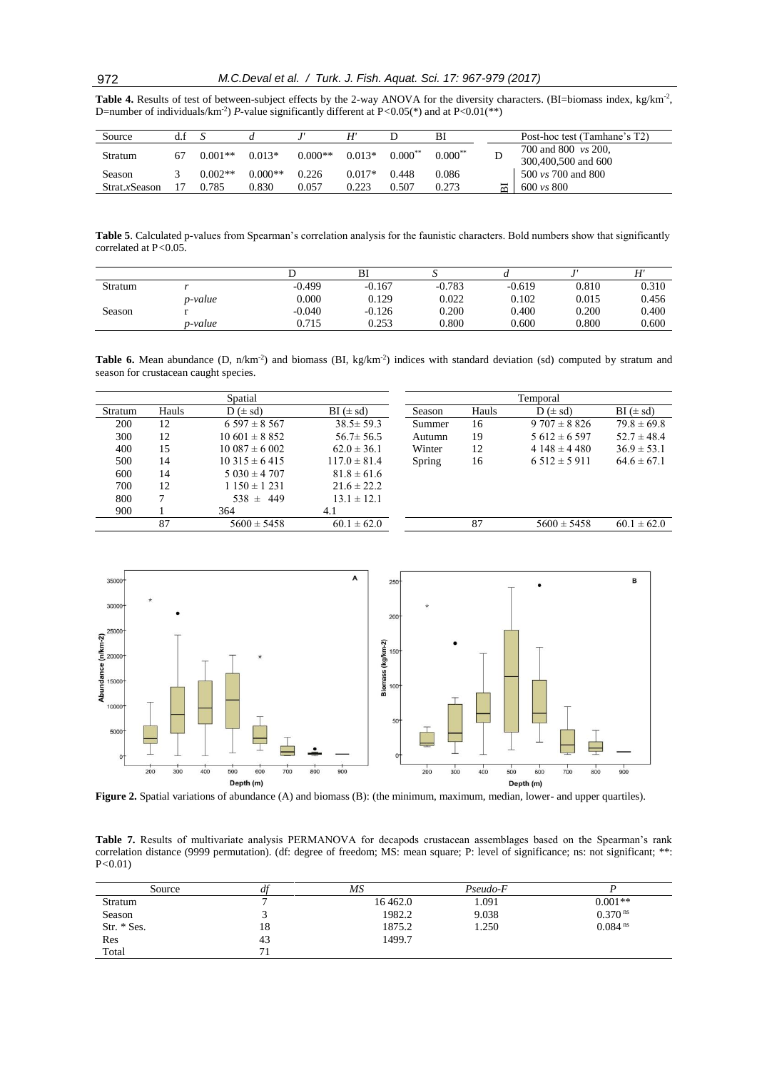**Table 4.** Results of test of between-subject effects by the 2-way ANOVA for the diversity characters. (BI=biomass index, kg/km$^{-2}$, D=number of individuals/km$^{-2}$) *P*-value significantly different at P<0.05(*) and at P<0.01(**)

| Source | d.f | *S* | *d* | *J'* | *H'* | D | BI | | Post-hoc test (Tamhane's T2) |
|---|---|---|---|---|---|---|---|---|---|
| Stratum | 67 | 0.001** | 0.013* | 0.000** | 0.013* | 0.000** | 0.000** | D | 700 and 800 *vs* 200, 300,400,500 and 600 |
| Season | 3 | 0.002** | 0.000** | 0.226 | 0.017* | 0.448 | 0.086 | | 500 *vs* 700 and 800 |
| Strat.*x*Season | 17 | 0.785 | 0.830 | 0.057 | 0.223 | 0.507 | 0.273 | BI | 600 *vs* 800 |

**Table 5**. Calculated p-values from Spearman's correlation analysis for the faunistic characters. Bold numbers show that significantly correlated at P<0.05.

| | | D | BI | *S* | *d* | *J'* | *H'* |
|---|---|---|---|---|---|---|---|
| Stratum | *r* | -0.499 | -0.167 | -0.783 | -0.619 | 0.810 | 0.310 |
| | *p-value* | 0.000 | 0.129 | 0.022 | 0.102 | 0.015 | 0.456 |
| Season | r | -0.040 | -0.126 | 0.200 | 0.400 | 0.200 | 0.400 |
| | *p-value* | 0.715 | 0.253 | 0.800 | 0.600 | 0.800 | 0.600 |

**Table 6.** Mean abundance (D, n/km$^{-2}$) and biomass (BI, kg/km$^{-2}$) indices with standard deviation (sd) computed by stratum and season for crustacean caught species.

| Spatial | | | | Temporal | | | |
|---|---|---|---|---|---|---|---|
| Stratum | Hauls | D (± sd) | BI (± sd) | Season | Hauls | D (± sd) | BI (± sd) |
| 200 | 12 | 6 597 ± 8 567 | 38.5± 59.3 | Summer | 16 | 9 707 ± 8 826 | 79.8 ± 69.8 |
| 300 | 12 | 10 601 ± 8 852 | 56.7± 56.5 | Autumn | 19 | 5 612 ± 6 597 | 52.7 ± 48.4 |
| 400 | 15 | 10 087 ± 6 002 | 62.0 ± 36.1 | Winter | 12 | 4 148 ± 4 480 | 36.9 ± 53.1 |
| 500 | 14 | 10 315 ± 6 415 | 117.0 ± 81.4 | Spring | 16 | 6 512 ± 5 911 | 64.6 ± 67.1 |
| 600 | 14 | 5 030 ± 4 707 | 81.8 ± 61.6 | | | | |
| 700 | 12 | 1 150 ± 1 231 | 21.6 ± 22.2 | | | | |
| 800 | 7 | 538 ± 449 | 13.1 ± 12.1 | | | | |
| 900 | 1 | 364 | 4.1 | | | | |
| | 87 | 5600 ± 5458 | 60.1 ± 62.0 | | 87 | 5600 ± 5458 | 60.1 ± 62.0 |

**Figure 2.** Spatial variations of abundance (A) and biomass (B): (the minimum, maximum, median, lower- and upper quartiles).

**Table 7.** Results of multivariate analysis PERMANOVA for decapods crustacean assemblages based on the Spearman's rank correlation distance (9999 permutation). (df: degree of freedom; MS: mean square; P: level of significance; ns: not significant; **: P<0.01)

| Source | *df* | *MS* | *Pseudo-F* | *P* |
|---|---|---|---|---|
| Stratum | 7 | 16 462.0 | 1.091 | 0.001** |
| Season | 3 | 1982.2 | 9.038 | 0.370 ns |
| Str. * Ses. | 18 | 1875.2 | 1.250 | 0.084 ns |
| Res | 43 | 1499.7 | | |
| Total | 71 | | | |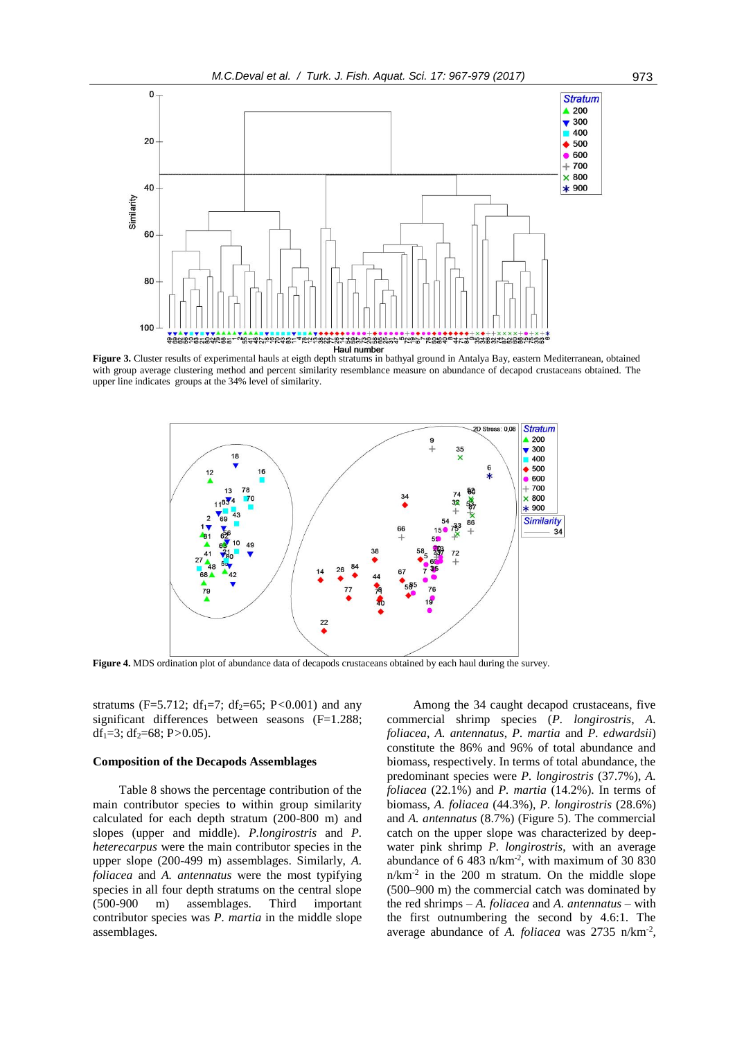**Figure 3.** Cluster results of experimental hauls at eigth depth stratums in bathyal ground in Antalya Bay, eastern Mediterranean, obtained with group average clustering method and percent similarity resemblance measure on abundance of decapod crustaceans obtained. The upper line indicates groups at the 34% level of similarity.

**Figure 4.** MDS ordination plot of abundance data of decapods crustaceans obtained by each haul during the survey.

stratums ($F=5.712$; $df_1=7$; $df_2=65$; $P<0.001$) and any significant differences between seasons ($F=1.288$; $df_1=3$; $df_2=68$; $P>0.05$).

### Composition of the Decapods Assemblages

Table 8 shows the percentage contribution of the main contributor species to within group similarity calculated for each depth stratum (200-800 m) and slopes (upper and middle). *P.longirostris* and *P. heterecarpus* were the main contributor species in the upper slope (200-499 m) assemblages. Similarly, *A. foliacea* and *A. antennatus* were the most typifying species in all four depth stratums on the central slope (500-900 m) assemblages. Third important contributor species was *P. martia* in the middle slope assemblages.

Among the 34 caught decapod crustaceans, five commercial shrimp species (*P. longirostris*, *A. foliacea*, *A. antennatus*, *P. martia* and *P. edwardsii*) constitute the 86% and 96% of total abundance and biomass, respectively. In terms of total abundance, the predominant species were *P. longirostris* (37.7%), *A. foliacea* (22.1%) and *P. martia* (14.2%). In terms of biomass, *A. foliacea* (44.3%), *P. longirostris* (28.6%) and *A. antennatus* (8.7%) (Figure 5). The commercial catch on the upper slope was characterized by deep-water pink shrimp *P. longirostris*, with an average abundance of 6 483 n/km$^{-2}$, with maximum of 30 830 n/km$^{-2}$ in the 200 m stratum. On the middle slope (500–900 m) the commercial catch was dominated by the red shrimps – *A. foliacea* and *A. antennatus* – with the first outnumbering the second by 4.6:1. The average abundance of *A. foliacea* was 2735 n/km$^{-2}$,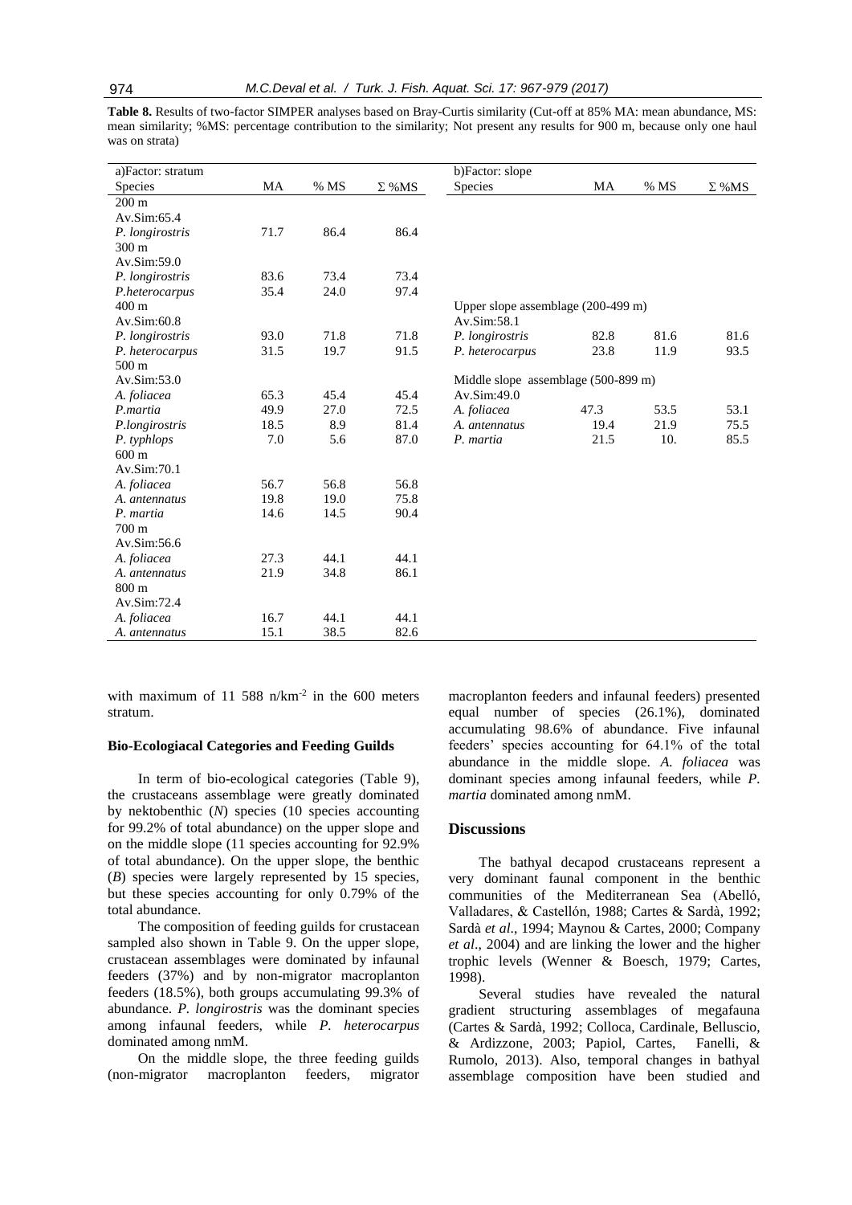**Table 8.** Results of two-factor SIMPER analyses based on Bray-Curtis similarity (Cut-off at 85% MA: mean abundance, MS: mean similarity; %MS: percentage contribution to the similarity; Not present any results for 900 m, because only one haul was on strata)

| a)Factor: stratum | | | | b)Factor: slope | | | |
|---|---|---|---|---|---|---|---|
| Species | MA | % MS | Σ %MS | Species | MA | % MS | Σ %MS |
| 200 m | | | | | | | |
| Av.Sim:65.4 | | | | | | | |
| *P. longirostris* | 71.7 | 86.4 | 86.4 | | | | |
| 300 m | | | | | | | |
| Av.Sim:59.0 | | | | | | | |
| *P. longirostris* | 83.6 | 73.4 | 73.4 | | | | |
| *P.heterocarpus* | 35.4 | 24.0 | 97.4 | | | | |
| 400 m | | | | Upper slope assemblage (200-499 m) | | | |
| Av.Sim:60.8 | | | | Av.Sim:58.1 | | | |
| *P. longirostris* | 93.0 | 71.8 | 71.8 | *P. longirostris* | 82.8 | 81.6 | 81.6 |
| *P. heterocarpus* | 31.5 | 19.7 | 91.5 | *P. heterocarpus* | 23.8 | 11.9 | 93.5 |
| 500 m | | | | Middle slope assemblage (500-899 m) | | | |
| Av.Sim:53.0 | | | | Av.Sim:49.0 | | | |
| *A. foliacea* | 65.3 | 45.4 | 45.4 | *A. foliacea* | 47.3 | 53.5 | 53.1 |
| *P.martia* | 49.9 | 27.0 | 72.5 | *A. antennatus* | 19.4 | 21.9 | 75.5 |
| *P.longirostris* | 18.5 | 8.9 | 81.4 | *P. martia* | 21.5 | 10. | 85.5 |
| *P. typhlops* | 7.0 | 5.6 | 87.0 | | | | |
| 600 m | | | | | | | |
| Av.Sim:70.1 | | | | | | | |
| *A. foliacea* | 56.7 | 56.8 | 56.8 | | | | |
| *A. antennatus* | 19.8 | 19.0 | 75.8 | | | | |
| *P. martia* | 14.6 | 14.5 | 90.4 | | | | |
| 700 m | | | | | | | |
| Av.Sim:56.6 | | | | | | | |
| *A. foliacea* | 27.3 | 44.1 | 44.1 | | | | |
| *A. antennatus* | 21.9 | 34.8 | 86.1 | | | | |
| 800 m | | | | | | | |
| Av.Sim:72.4 | | | | | | | |
| *A. foliacea* | 16.7 | 44.1 | 44.1 | | | | |
| *A. antennatus* | 15.1 | 38.5 | 82.6 | | | | |

with maximum of 11 588 n/km$^{-2}$ in the 600 meters stratum.

### Bio-Ecologiacal Categories and Feeding Guilds

In term of bio-ecological categories (Table 9), the crustaceans assemblage were greatly dominated by nektobenthic (*N*) species (10 species accounting for 99.2% of total abundance) on the upper slope and on the middle slope (11 species accounting for 92.9% of total abundance). On the upper slope, the benthic (*B*) species were largely represented by 15 species, but these species accounting for only 0.79% of the total abundance.

The composition of feeding guilds for crustacean sampled also shown in Table 9. On the upper slope, crustacean assemblages were dominated by infaunal feeders (37%) and by non-migrator macroplanton feeders (18.5%), both groups accumulating 99.3% of abundance. *P. longirostris* was the dominant species among infaunal feeders, while *P. heterocarpus* dominated among nmM.

On the middle slope, the three feeding guilds (non-migrator macroplanton feeders, migrator macroplanton feeders and infaunal feeders) presented equal number of species (26.1%), dominated accumulating 98.6% of abundance. Five infaunal feeders' species accounting for 64.1% of the total abundance in the middle slope. *A. foliacea* was dominant species among infaunal feeders, while *P. martia* dominated among nmM.

## Discussions

The bathyal decapod crustaceans represent a very dominant faunal component in the benthic communities of the Mediterranean Sea (Abelló, Valladares, & Castellón, 1988; Cartes & Sardà, 1992; Sardà *et al*., 1994; Maynou & Cartes, 2000; Company *et al*., 2004) and are linking the lower and the higher trophic levels (Wenner & Boesch, 1979; Cartes, 1998).

Several studies have revealed the natural gradient structuring assemblages of megafauna (Cartes & Sardà, 1992; Colloca, Cardinale, Belluscio, & Ardizzone, 2003; Papiol, Cartes, Fanelli, & Rumolo, 2013). Also, temporal changes in bathyal assemblage composition have been studied and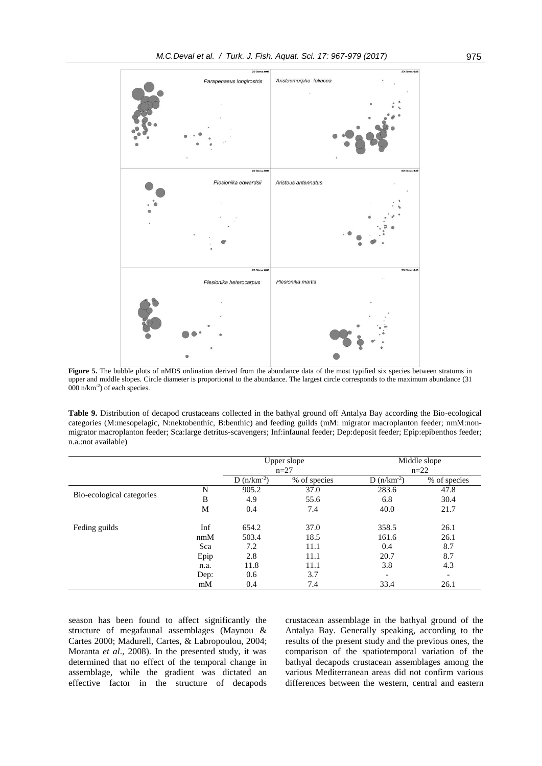**Figure 5.** The bubble plots of nMDS ordination derived from the abundance data of the most typified six species between stratums in upper and middle slopes. Circle diameter is proportional to the abundance. The largest circle corresponds to the maximum abundance (31 000 n/km$^{-2}$) of each species.

**Table 9.** Distribution of decapod crustaceans collected in the bathyal ground off Antalya Bay according the Bio-ecological categories (M:mesopelagic, N:nektobenthic, B:benthic) and feeding guilds (mM: migrator macroplanton feeder; nmM:non-migrator macroplanton feeder; Sca:large detritus-scavengers; Inf:infaunal feeder; Dep:deposit feeder; Epip:epibenthos feeder; n.a.:not available)

| | | Upper slope n=27 | | Middle slope n=22 | |
|---|---|---|---|---|---|
| | | D (n/km$^{-2}$) | % of species | D (n/km$^{-2}$) | % of species |
| Bio-ecological categories | N | 905.2 | 37.0 | 283.6 | 47.8 |
| | B | 4.9 | 55.6 | 6.8 | 30.4 |
| | M | 0.4 | 7.4 | 40.0 | 21.7 |
| Feding guilds | Inf | 654.2 | 37.0 | 358.5 | 26.1 |
| | nmM | 503.4 | 18.5 | 161.6 | 26.1 |
| | Sca | 7.2 | 11.1 | 0.4 | 8.7 |
| | Epip | 2.8 | 11.1 | 20.7 | 8.7 |
| | n.a. | 11.8 | 11.1 | 3.8 | 4.3 |
| | Dep: | 0.6 | 3.7 | - | - |
| | mM | 0.4 | 7.4 | 33.4 | 26.1 |

season has been found to affect significantly the structure of megafaunal assemblages (Maynou & Cartes 2000; Madurell, Cartes, & Labropoulou, 2004; Moranta *et al*., 2008). In the presented study, it was determined that no effect of the temporal change in assemblage, while the gradient was dictated an effective factor in the structure of decapods crustacean assemblage in the bathyal ground of the Antalya Bay. Generally speaking, according to the results of the present study and the previous ones, the comparison of the spatiotemporal variation of the bathyal decapods crustacean assemblages among the various Mediterranean areas did not confirm various differences between the western, central and eastern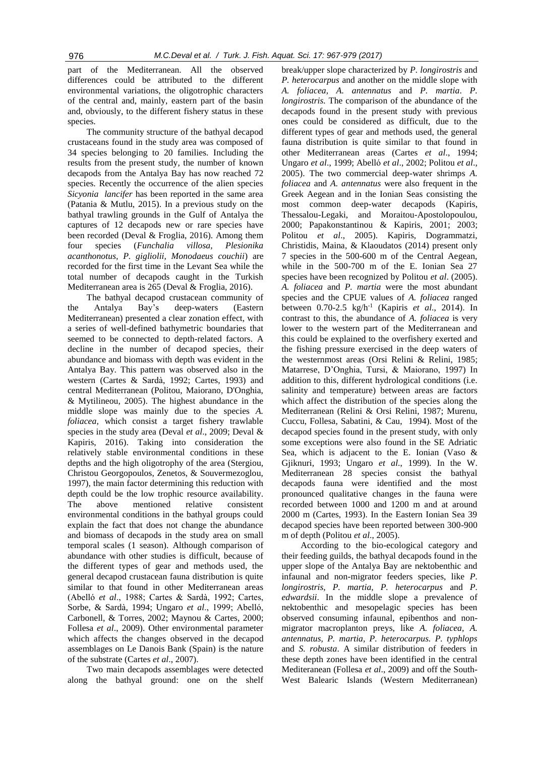part of the Mediterranean. All the observed differences could be attributed to the different environmental variations, the oligotrophic characters of the central and, mainly, eastern part of the basin and, obviously, to the different fishery status in these species.

The community structure of the bathyal decapod crustaceans found in the study area was composed of 34 species belonging to 20 families. Including the results from the present study, the number of known decapods from the Antalya Bay has now reached 72 species. Recently the occurrence of the alien species *Sicyonia lancifer* has been reported in the same area (Patania & Mutlu, 2015). In a previous study on the bathyal trawling grounds in the Gulf of Antalya the captures of 12 decapods new or rare species have been recorded (Deval & Froglia, 2016). Among them four species (*Funchalia villosa, Plesionika acanthonotus, P. gigliolii, Monodaeus couchii*) are recorded for the first time in the Levant Sea while the total number of decapods caught in the Turkish Mediterranean area is 265 (Deval & Froglia, 2016).

The bathyal decapod crustacean community of the Antalya Bay's deep-waters (Eastern Mediterranean) presented a clear zonation effect, with a series of well-defined bathymetric boundaries that seemed to be connected to depth-related factors. A decline in the number of decapod species, their abundance and biomass with depth was evident in the Antalya Bay. This pattern was observed also in the western (Cartes & Sardà, 1992; Cartes, 1993) and central Mediterranean (Politou, Maiorano, D'Onghia, & Mytilineou, 2005). The highest abundance in the middle slope was mainly due to the species *A. foliacea*, which consist a target fishery trawlable species in the study area (Deval *et al*., 2009; Deval & Kapiris, 2016). Taking into consideration the relatively stable environmental conditions in these depths and the high oligotrophy of the area (Stergiou, Christou Georgopoulos, Zenetos, & Souvermezoglou, 1997), the main factor determining this reduction with depth could be the low trophic resource availability. The above mentioned relative consistent environmental conditions in the bathyal groups could explain the fact that does not change the abundance and biomass of decapods in the study area on small temporal scales (1 season). Although comparison of abundance with other studies is difficult, because of the different types of gear and methods used, the general decapod crustacean fauna distribution is quite similar to that found in other Mediterranean areas (Abelló *et al*., 1988; Cartes & Sardà, 1992; Cartes, Sorbe, & Sardà, 1994; Ungaro *et al*., 1999; Abelló, Carbonell, & Torres, 2002; Maynou & Cartes, 2000; Follesa *et al*., 2009). Other environmental parameter which affects the changes observed in the decapod assemblages on Le Danois Bank (Spain) is the nature of the substrate (Cartes *et al*., 2007).

Two main decapods assemblages were detected along the bathyal ground: one on the shelf break/upper slope characterized by *P. longirostris* and *P. heterocarpus* and another on the middle slope with *A. foliacea, A. antennatus* and *P. martia*. *P. longirostris.* The comparison of the abundance of the decapods found in the present study with previous ones could be considered as difficult, due to the different types of gear and methods used, the general fauna distribution is quite similar to that found in other Mediterranean areas (Cartes *et al*., 1994; Ungaro *et al*., 1999; Abelló *et al*., 2002; Politou *et al*., 2005). The two commercial deep-water shrimps *A. foliacea* and *A. antennatus* were also frequent in the Greek Aegean and in the Ionian Seas consisting the most common deep-water decapods (Kapiris, Thessalou-Legaki, and Moraitou-Apostolopoulou, 2000; Papakonstantinou & Kapiris, 2001; 2003; Politou *et al*., 2005). Kapiris, Dogrammatzi, Christidis, Maina, & Klaoudatos (2014) present only 7 species in the 500-600 m of the Central Aegean, while in the 500-700 m of the E. Ionian Sea 27 species have been recognized by Politou *et al*. (2005). *A. foliacea* and *P. martia* were the most abundant species and the CPUE values of *A. foliacea* ranged between 0.70-2.5 kg/h$^{-1}$ (Kapiris *et al*., 2014). In contrast to this, the abundance of *A. foliacea* is very lower to the western part of the Mediterranean and this could be explained to the overfishery exerted and the fishing pressure exercised in the deep waters of the westernmost areas (Orsi Relini & Relini, 1985; Matarrese, D'Onghia, Tursi, & Maiorano, 1997) In addition to this, different hydrological conditions (i.e. salinity and temperature) between areas are factors which affect the distribution of the species along the Mediterranean (Relini & Orsi Relini, 1987; Murenu, Cuccu, Follesa, Sabatini, & Cau, 1994). Most of the decapod species found in the present study, with only some exceptions were also found in the SE Adriatic Sea, which is adjacent to the E. Ionian (Vaso & Gjiknuri, 1993; Ungaro *et al*., 1999). In the W. Mediterranean 28 species consist the bathyal decapods fauna were identified and the most pronounced qualitative changes in the fauna were recorded between 1000 and 1200 m and at around 2000 m (Cartes, 1993). In the Eastern Ionian Sea 39 decapod species have been reported between 300-900 m of depth (Politou *et al*., 2005).

According to the bio-ecological category and their feeding guilds, the bathyal decapods found in the upper slope of the Antalya Bay are nektobenthic and infaunal and non-migrator feeders species, like *P. longirostris, P. martia, P. heterocarpus* and *P. edwardsii*. In the middle slope a prevalence of nektobenthic and mesopelagic species has been observed consuming infaunal, epibenthos and non-migrator macroplanton preys, like *A. foliacea, A. antennatus, P. martia, P. heterocarpus. P. typhlops* and *S. robusta*. A similar distribution of feeders in these depth zones have been identified in the central Mediteranean (Follesa *et al*., 2009) and off the South-West Balearic Islands (Western Mediterranean)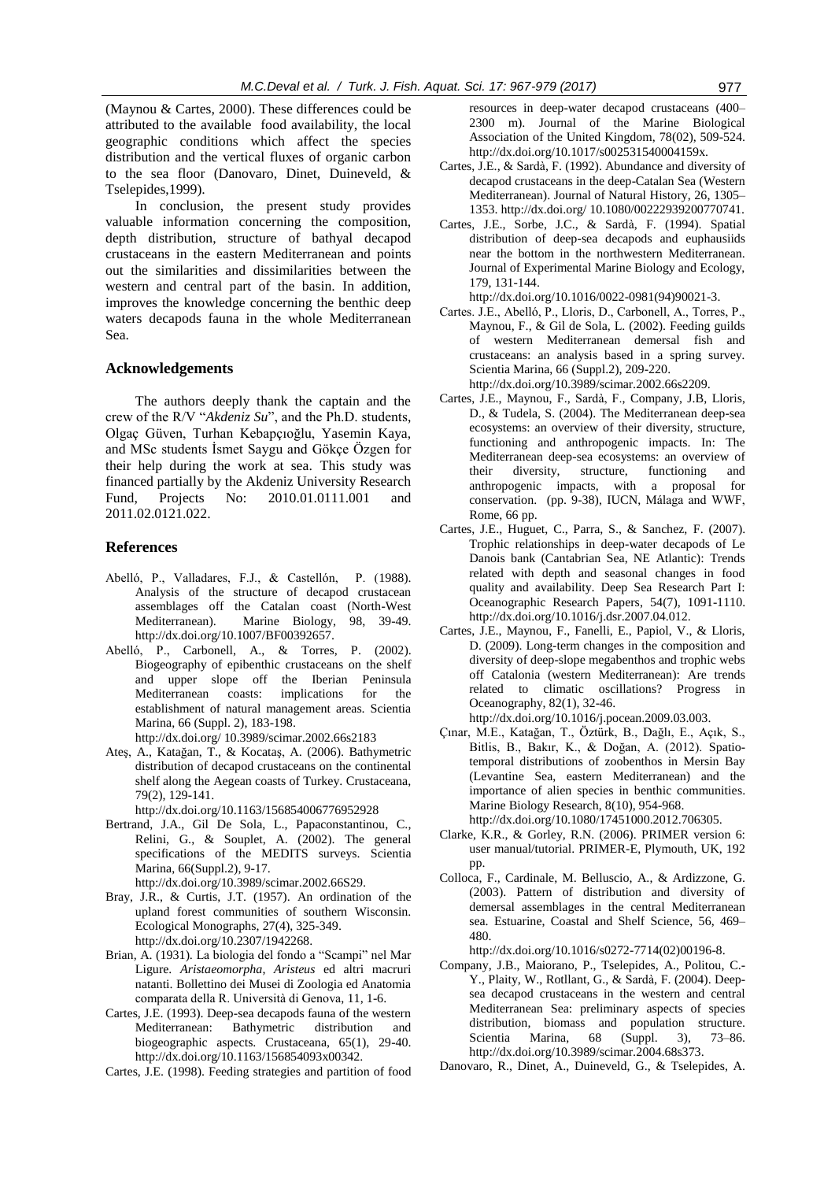(Maynou & Cartes, 2000). These differences could be attributed to the available food availability, the local geographic conditions which affect the species distribution and the vertical fluxes of organic carbon to the sea floor (Danovaro, Dinet, Duineveld, & Tselepides,1999).

In conclusion, the present study provides valuable information concerning the composition, depth distribution, structure of bathyal decapod crustaceans in the eastern Mediterranean and points out the similarities and dissimilarities between the western and central part of the basin. In addition, improves the knowledge concerning the benthic deep waters decapods fauna in the whole Mediterranean Sea.

## Acknowledgements

The authors deeply thank the captain and the crew of the R/V "*Akdeniz Su*", and the Ph.D. students, Olgaç Güven, Turhan Kebapçıoğlu, Yasemin Kaya, and MSc students İsmet Saygu and Gökçe Özgen for their help during the work at sea. This study was financed partially by the Akdeniz University Research Fund, Projects No: 2010.01.0111.001 and 2011.02.0121.022.

## References

Abelló, P., Valladares, F.J., & Castellón, P. (1988). Analysis of the structure of decapod crustacean assemblages off the Catalan coast (North-West Mediterranean). Marine Biology, 98, 39-49. http://dx.doi.org/10.1007/BF00392657.

Abelló, P., Carbonell, A., & Torres, P. (2002). Biogeography of epibenthic crustaceans on the shelf and upper slope off the Iberian Peninsula Mediterranean coasts: implications for the establishment of natural management areas. Scientia Marina, 66 (Suppl. 2), 183-198. http://dx.doi.org/ 10.3989/scimar.2002.66s2183

Ateş, A., Katağan, T., & Kocataş, A. (2006). Bathymetric distribution of decapod crustaceans on the continental shelf along the Aegean coasts of Turkey. Crustaceana, 79(2), 129-141. http://dx.doi.org/10.1163/156854006776952928

Bertrand, J.A., Gil De Sola, L., Papaconstantinou, C., Relini, G., & Souplet, A. (2002). The general specifications of the MEDITS surveys. Scientia Marina, 66(Suppl.2), 9-17. http://dx.doi.org/10.3989/scimar.2002.66S29.

Bray, J.R., & Curtis, J.T. (1957). An ordination of the upland forest communities of southern Wisconsin. Ecological Monographs, 27(4), 325-349. http://dx.doi.org/10.2307/1942268.

Brian, A. (1931). La biologia del fondo a "Scampi" nel Mar Ligure. *Aristaeomorpha, Aristeus* ed altri macruri natanti. Bollettino dei Musei di Zoologia ed Anatomia comparata della R. Università di Genova, 11, 1-6.

Cartes, J.E. (1993). Deep-sea decapods fauna of the western Mediterranean: Bathymetric distribution and biogeographic aspects. Crustaceana, 65(1), 29-40. http://dx.doi.org/10.1163/156854093x00342.

Cartes, J.E. (1998). Feeding strategies and partition of food resources in deep-water decapod crustaceans (400–2300 m). Journal of the Marine Biological Association of the United Kingdom, 78(02), 509-524. http://dx.doi.org/10.1017/s002531540004159x.

Cartes, J.E., & Sardà, F. (1992). Abundance and diversity of decapod crustaceans in the deep-Catalan Sea (Western Mediterranean). Journal of Natural History, 26, 1305–1353. http://dx.doi.org/ 10.1080/00222939200770741.

Cartes, J.E., Sorbe, J.C., & Sardà, F. (1994). Spatial distribution of deep-sea decapods and euphausiids near the bottom in the northwestern Mediterranean. Journal of Experimental Marine Biology and Ecology, 179, 131-144. http://dx.doi.org/10.1016/0022-0981(94)90021-3.

Cartes. J.E., Abelló, P., Lloris, D., Carbonell, A., Torres, P., Maynou, F., & Gil de Sola, L. (2002). Feeding guilds of western Mediterranean demersal fish and crustaceans: an analysis based in a spring survey. Scientia Marina, 66 (Suppl.2), 209-220. http://dx.doi.org/10.3989/scimar.2002.66s2209.

Cartes, J.E., Maynou, F., Sardà, F., Company, J.B, Lloris, D., & Tudela, S. (2004). The Mediterranean deep-sea ecosystems: an overview of their diversity, structure, functioning and anthropogenic impacts. In: The Mediterranean deep-sea ecosystems: an overview of their diversity, structure, functioning and anthropogenic impacts, with a proposal for conservation. (pp. 9-38), IUCN, Málaga and WWF, Rome, 66 pp.

Cartes, J.E., Huguet, C., Parra, S., & Sanchez, F. (2007). Trophic relationships in deep-water decapods of Le Danois bank (Cantabrian Sea, NE Atlantic): Trends related with depth and seasonal changes in food quality and availability. Deep Sea Research Part I: Oceanographic Research Papers, 54(7), 1091-1110. http://dx.doi.org/10.1016/j.dsr.2007.04.012.

Cartes, J.E., Maynou, F., Fanelli, E., Papiol, V., & Lloris, D. (2009). Long-term changes in the composition and diversity of deep-slope megabenthos and trophic webs off Catalonia (western Mediterranean): Are trends related to climatic oscillations? Progress in Oceanography, 82(1), 32-46. http://dx.doi.org/10.1016/j.pocean.2009.03.003.

Çınar, M.E., Katağan, T., Öztürk, B., Dağlı, E., Açık, S., Bitlis, B., Bakır, K., & Doğan, A. (2012). Spatio-temporal distributions of zoobenthos in Mersin Bay (Levantine Sea, eastern Mediterranean) and the importance of alien species in benthic communities. Marine Biology Research, 8(10), 954-968. http://dx.doi.org/10.1080/17451000.2012.706305.

Clarke, K.R., & Gorley, R.N. (2006). PRIMER version 6: user manual/tutorial. PRIMER-E, Plymouth, UK, 192 pp.

Colloca, F., Cardinale, M. Belluscio, A., & Ardizzone, G. (2003). Pattern of distribution and diversity of demersal assemblages in the central Mediterranean sea. Estuarine, Coastal and Shelf Science, 56, 469–480. http://dx.doi.org/10.1016/s0272-7714(02)00196-8.

Company, J.B., Maiorano, P., Tselepides, A., Politou, C.-Y., Plaity, W., Rotllant, G., & Sardà, F. (2004). Deep-sea decapod crustaceans in the western and central Mediterranean Sea: preliminary aspects of species distribution, biomass and population structure. Scientia Marina, 68 (Suppl. 3), 73–86. http://dx.doi.org/10.3989/scimar.2004.68s373.

Danovaro, R., Dinet, A., Duineveld, G., & Tselepides, A.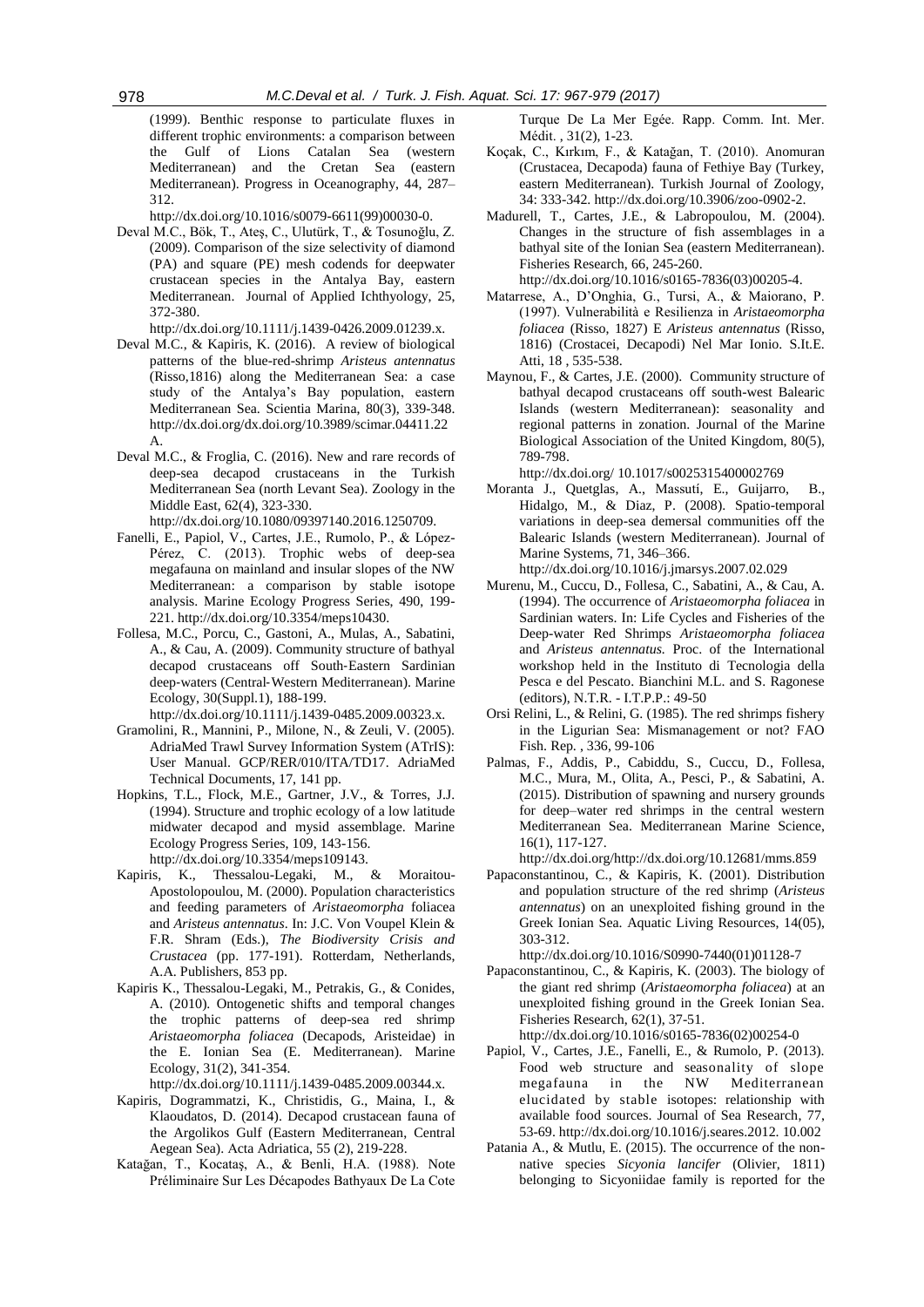(1999). Benthic response to particulate fluxes in different trophic environments: a comparison between the Gulf of Lions Catalan Sea (western Mediterranean) and the Cretan Sea (eastern Mediterranean). Progress in Oceanography, 44, 287–312. http://dx.doi.org/10.1016/s0079-6611(99)00030-0.

Deval M.C., Bök, T., Ateş, C., Ulutürk, T., & Tosunoğlu, Z. (2009). Comparison of the size selectivity of diamond (PA) and square (PE) mesh codends for deepwater crustacean species in the Antalya Bay, eastern Mediterranean. Journal of Applied Ichthyology, 25, 372-380. http://dx.doi.org/10.1111/j.1439-0426.2009.01239.x.

Deval M.C., & Kapiris, K. (2016). A review of biological patterns of the blue-red-shrimp *Aristeus antennatus* (Risso,1816) along the Mediterranean Sea: a case study of the Antalya's Bay population, eastern Mediterranean Sea. Scientia Marina, 80(3), 339-348. http://dx.doi.org/dx.doi.org/10.3989/scimar.04411.22A.

Deval M.C., & Froglia, C. (2016). New and rare records of deep-sea decapod crustaceans in the Turkish Mediterranean Sea (north Levant Sea). Zoology in the Middle East, 62(4), 323-330. http://dx.doi.org/10.1080/09397140.2016.1250709.

Fanelli, E., Papiol, V., Cartes, J.E., Rumolo, P., & López-Pérez, C. (2013). Trophic webs of deep-sea megafauna on mainland and insular slopes of the NW Mediterranean: a comparison by stable isotope analysis. Marine Ecology Progress Series, 490, 199-221. http://dx.doi.org/10.3354/meps10430.

Follesa, M.C., Porcu, C., Gastoni, A., Mulas, A., Sabatini, A., & Cau, A. (2009). Community structure of bathyal decapod crustaceans off South‐Eastern Sardinian deep‐waters (Central‐Western Mediterranean). Marine Ecology, 30(Suppl.1), 188-199. http://dx.doi.org/10.1111/j.1439-0485.2009.00323.x.

Gramolini, R., Mannini, P., Milone, N., & Zeuli, V. (2005). AdriaMed Trawl Survey Information System (ATrIS): User Manual. GCP/RER/010/ITA/TD17. AdriaMed Technical Documents, 17, 141 pp.

Hopkins, T.L., Flock, M.E., Gartner, J.V., & Torres, J.J. (1994). Structure and trophic ecology of a low latitude midwater decapod and mysid assemblage. Marine Ecology Progress Series, 109, 143-156. http://dx.doi.org/10.3354/meps109143.

Kapiris, K., Thessalou-Legaki, M., & Moraitou-Apostolopoulou, M. (2000). Population characteristics and feeding parameters of *Aristaeomorpha* foliacea and *Aristeus antennatus*. In: J.C. Von Voupel Klein & F.R. Shram (Eds.), *The Biodiversity Crisis and Crustacea* (pp. 177-191). Rotterdam, Netherlands, A.A. Publishers, 853 pp.

Kapiris K., Thessalou-Legaki, M., Petrakis, G., & Conides, A. (2010). Ontogenetic shifts and temporal changes the trophic patterns of deep-sea red shrimp *Aristaeomorpha foliacea* (Decapods, Aristeidae) in the E. Ionian Sea (E. Mediterranean). Marine Ecology, 31(2), 341-354. http://dx.doi.org/10.1111/j.1439-0485.2009.00344.x.

Kapiris, K., Dogrammatzi, K., Christidis, G., Maina, I., & Klaoudatos, D. (2014). Decapod crustacean fauna of the Argolikos Gulf (Eastern Mediterranean, Central Aegean Sea). Acta Adriatica, 55 (2), 219-228.

Katağan, T., Kocataş, A., & Benli, H.A. (1988). Note Préliminaire Sur Les Décapodes Bathyaux De La Cote Turque De La Mer Egée. Rapp. Comm. Int. Mer. Médit. , 31(2), 1-23.

Koçak, C., Kırkım, F., & Katağan, T. (2010). Anomuran (Crustacea, Decapoda) fauna of Fethiye Bay (Turkey, eastern Mediterranean). Turkish Journal of Zoology, 34: 333-342. http://dx.doi.org/10.3906/zoo-0902-2.

Madurell, T., Cartes, J.E., & Labropoulou, M. (2004). Changes in the structure of fish assemblages in a bathyal site of the Ionian Sea (eastern Mediterranean). Fisheries Research, 66, 245-260. http://dx.doi.org/10.1016/s0165-7836(03)00205-4.

Matarrese, A., D'Onghia, G., Tursi, A., & Maiorano, P. (1997). Vulnerabilità e Resilienza in *Aristaeomorpha foliacea* (Risso, 1827) E *Aristeus antennatus* (Risso, 1816) (Crostacei, Decapodi) Nel Mar Ionio. S.It.E. Atti, 18 , 535-538.

Maynou, F., & Cartes, J.E. (2000). Community structure of bathyal decapod crustaceans off south-west Balearic Islands (western Mediterranean): seasonality and regional patterns in zonation. Journal of the Marine Biological Association of the United Kingdom, 80(5), 789-798. http://dx.doi.org/ 10.1017/s0025315400002769

Moranta J., Quetglas, A., Massutí, E., Guijarro, B., Hidalgo, M., & Diaz, P. (2008). Spatio-temporal variations in deep-sea demersal communities off the Balearic Islands (western Mediterranean). Journal of Marine Systems, 71, 346–366. http://dx.doi.org/10.1016/j.jmarsys.2007.02.029

Murenu, M., Cuccu, D., Follesa, C., Sabatini, A., & Cau, A. (1994). The occurrence of *Aristaeomorpha foliacea* in Sardinian waters. In: Life Cycles and Fisheries of the Deep-water Red Shrimps *Aristaeomorpha foliacea* and *Aristeus antennatus.* Proc. of the International workshop held in the Instituto di Tecnologia della Pesca e del Pescato. Bianchini M.L. and S. Ragonese (editors), N.T.R. - I.T.P.P.: 49-50

Orsi Relini, L., & Relini, G. (1985). The red shrimps fishery in the Ligurian Sea: Mismanagement or not? FAO Fish. Rep. , 336, 99-106

Palmas, F., Addis, P., Cabiddu, S., Cuccu, D., Follesa, M.C., Mura, M., Olita, A., Pesci, P., & Sabatini, A. (2015). Distribution of spawning and nursery grounds for deep–water red shrimps in the central western Mediterranean Sea. Mediterranean Marine Science, 16(1), 117-127. http://dx.doi.org/http://dx.doi.org/10.12681/mms.859

Papaconstantinou, C., & Kapiris, K. (2001). Distribution and population structure of the red shrimp (*Aristeus antennatus*) on an unexploited fishing ground in the Greek Ionian Sea. Aquatic Living Resources, 14(05), 303-312. http://dx.doi.org/10.1016/S0990-7440(01)01128-7

Papaconstantinou, C., & Kapiris, K. (2003). The biology of the giant red shrimp (*Aristaeomorpha foliacea*) at an unexploited fishing ground in the Greek Ionian Sea. Fisheries Research, 62(1), 37-51. http://dx.doi.org/10.1016/s0165-7836(02)00254-0

Papiol, V., Cartes, J.E., Fanelli, E., & Rumolo, P. (2013). Food web structure and seasonality of slope megafauna in the NW Mediterranean elucidated by stable isotopes: relationship with available food sources. Journal of Sea Research, 77, 53-69. http://dx.doi.org/10.1016/j.seares.2012. 10.002

Patania A., & Mutlu, E. (2015). The occurrence of the non-native species *Sicyonia lancifer* (Olivier, 1811) belonging to Sicyoniidae family is reported for the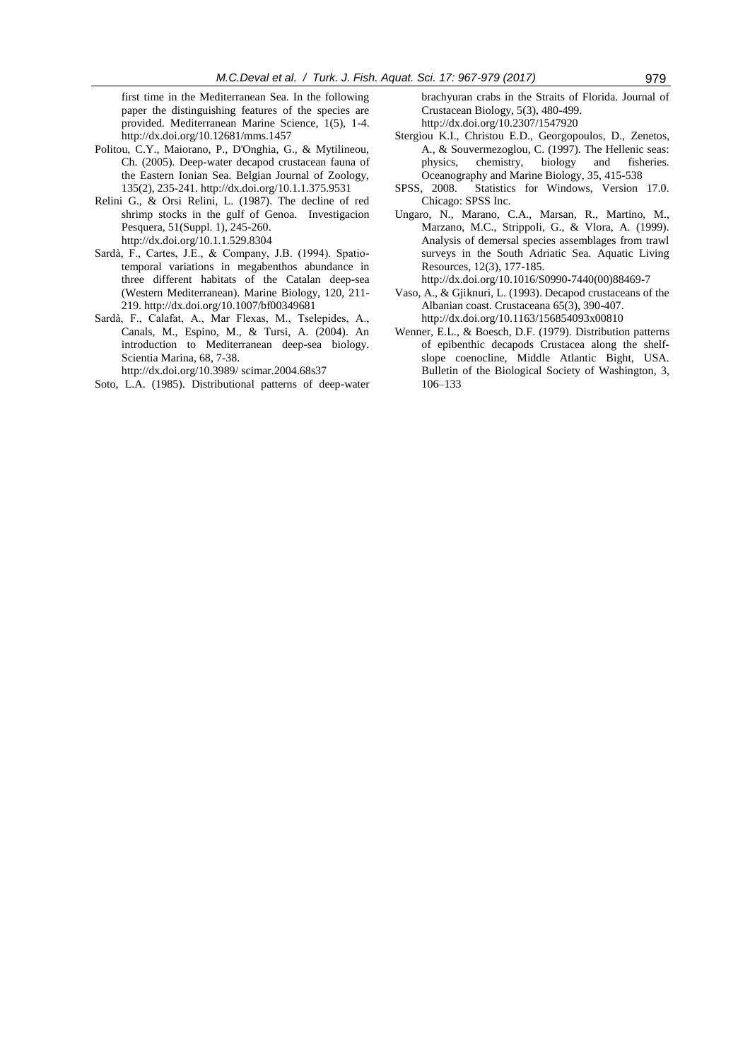first time in the Mediterranean Sea. In the following paper the distinguishing features of the species are provided. Mediterranean Marine Science, 1(5), 1-4. http://dx.doi.org/10.12681/mms.1457

Politou, C.Y., Maiorano, P., D'Onghia, G., & Mytilineou, Ch. (2005). Deep-water decapod crustacean fauna of the Eastern Ionian Sea. Belgian Journal of Zoology, 135(2), 235-241. http://dx.doi.org/10.1.1.375.9531

Relini G., & Orsi Relini, L. (1987). The decline of red shrimp stocks in the gulf of Genoa. Investigacion Pesquera, 51(Suppl. 1), 245-260. http://dx.doi.org/10.1.1.529.8304

Sardà, F., Cartes, J.E., & Company, J.B. (1994). Spatio-temporal variations in megabenthos abundance in three different habitats of the Catalan deep-sea (Western Mediterranean). Marine Biology, 120, 211-219. http://dx.doi.org/10.1007/bf00349681

Sardà, F., Calafat, A., Mar Flexas, M., Tselepides, A., Canals, M., Espino, M., & Tursi, A. (2004). An introduction to Mediterranean deep-sea biology. Scientia Marina, 68, 7-38. http://dx.doi.org/10.3989/ scimar.2004.68s37

Soto, L.A. (1985). Distributional patterns of deep-water brachyuran crabs in the Straits of Florida. Journal of Crustacean Biology, 5(3), 480-499. http://dx.doi.org/10.2307/1547920

Stergiou K.I., Christou E.D., Georgopoulos, D., Zenetos, A., & Souvermezoglou, C. (1997). The Hellenic seas: physics, chemistry, biology and fisheries. Oceanography and Marine Biology, 35, 415-538

SPSS, 2008. Statistics for Windows, Version 17.0. Chicago: SPSS Inc.

Ungaro, N., Marano, C.A., Marsan, R., Martino, M., Marzano, M.C., Strippoli, G., & Vlora, A. (1999). Analysis of demersal species assemblages from trawl surveys in the South Adriatic Sea. Aquatic Living Resources, 12(3), 177-185. http://dx.doi.org/10.1016/S0990-7440(00)88469-7

Vaso, A., & Gjiknuri, L. (1993). Decapod crustaceans of the Albanian coast. Crustaceana 65(3), 390-407. http://dx.doi.org/10.1163/156854093x00810

Wenner, E.L., & Boesch, D.F. (1979). Distribution patterns of epibenthic decapods Crustacea along the shelf-slope coenocline, Middle Atlantic Bight, USA. Bulletin of the Biological Society of Washington, 3, 106–133